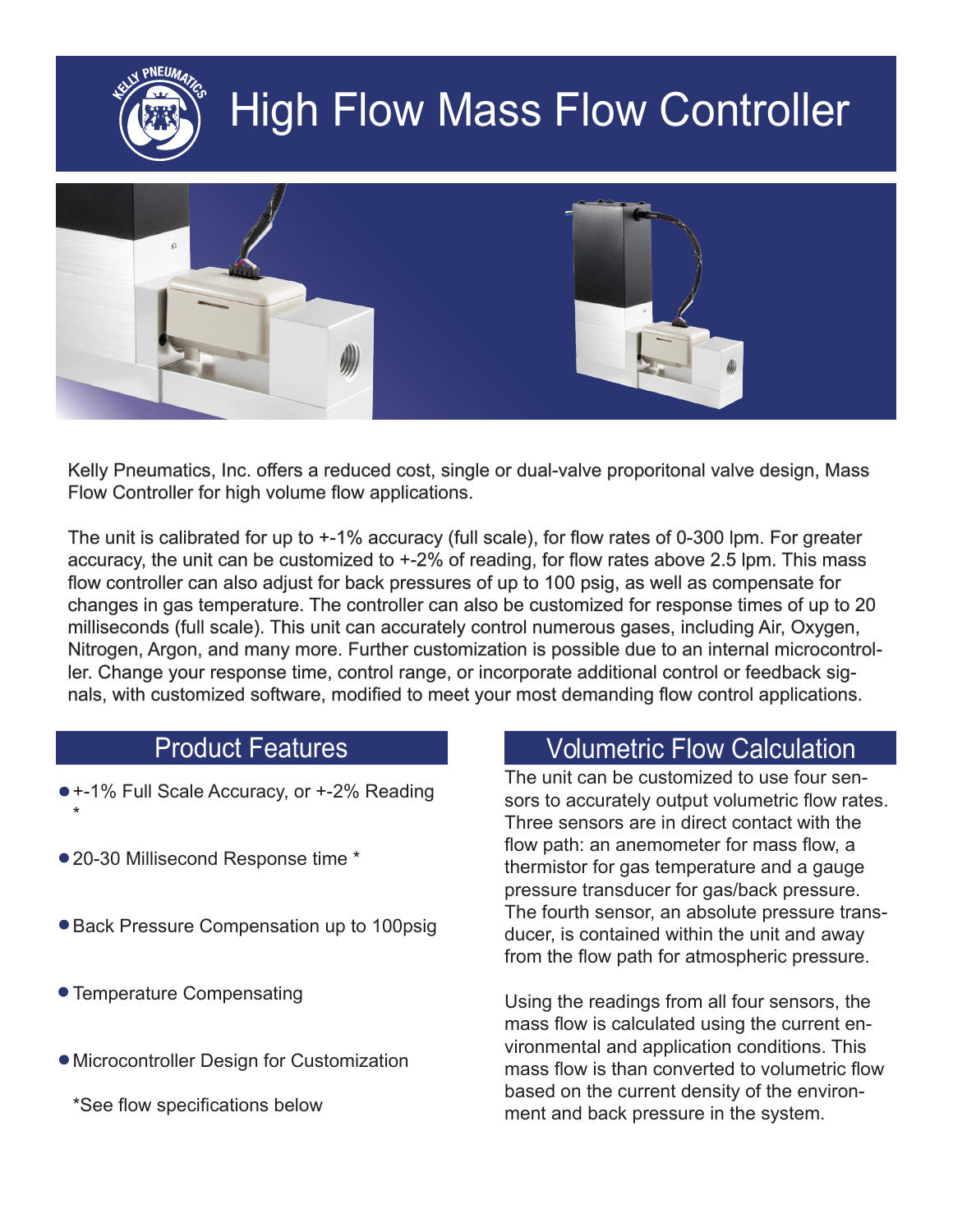# High Flow Mass Flow Controller

Kelly Pneumatics, Inc. offers a reduced cost, single or dual-valve proporitonal valve design, Mass Flow Controller for high volume flow applications.

The unit is calibrated for up to +-1% accuracy (full scale), for flow rates of 0-300 lpm. For greater accuracy, the unit can be customized to +-2% of reading, for flow rates above 2.5 lpm. This mass flow controller can also adjust for back pressures of up to 100 psig, as well as compensate for changes in gas temperature. The controller can also be customized for response times of up to 20 milliseconds (full scale). This unit can accurately control numerous gases, including Air, Oxygen, Nitrogen, Argon, and many more. Further customization is possible due to an internal microcontroller. Change your response time, control range, or incorporate additional control or feedback signals, with customized software, modified to meet your most demanding flow control applications.

## Product Features

- +-1% Full Scale Accuracy, or +-2% Reading *
- 20-30 Millisecond Response time *
- Back Pressure Compensation up to 100psig
- Temperature Compensating
- Microcontroller Design for Customization

*See flow specifications below

## Volumetric Flow Calculation

The unit can be customized to use four sensors to accurately output volumetric flow rates. Three sensors are in direct contact with the flow path: an anemometer for mass flow, a thermistor for gas temperature and a gauge pressure transducer for gas/back pressure. The fourth sensor, an absolute pressure transducer, is contained within the unit and away from the flow path for atmospheric pressure.

Using the readings from all four sensors, the mass flow is calculated using the current environmental and application conditions. This mass flow is than converted to volumetric flow based on the current density of the environment and back pressure in the system.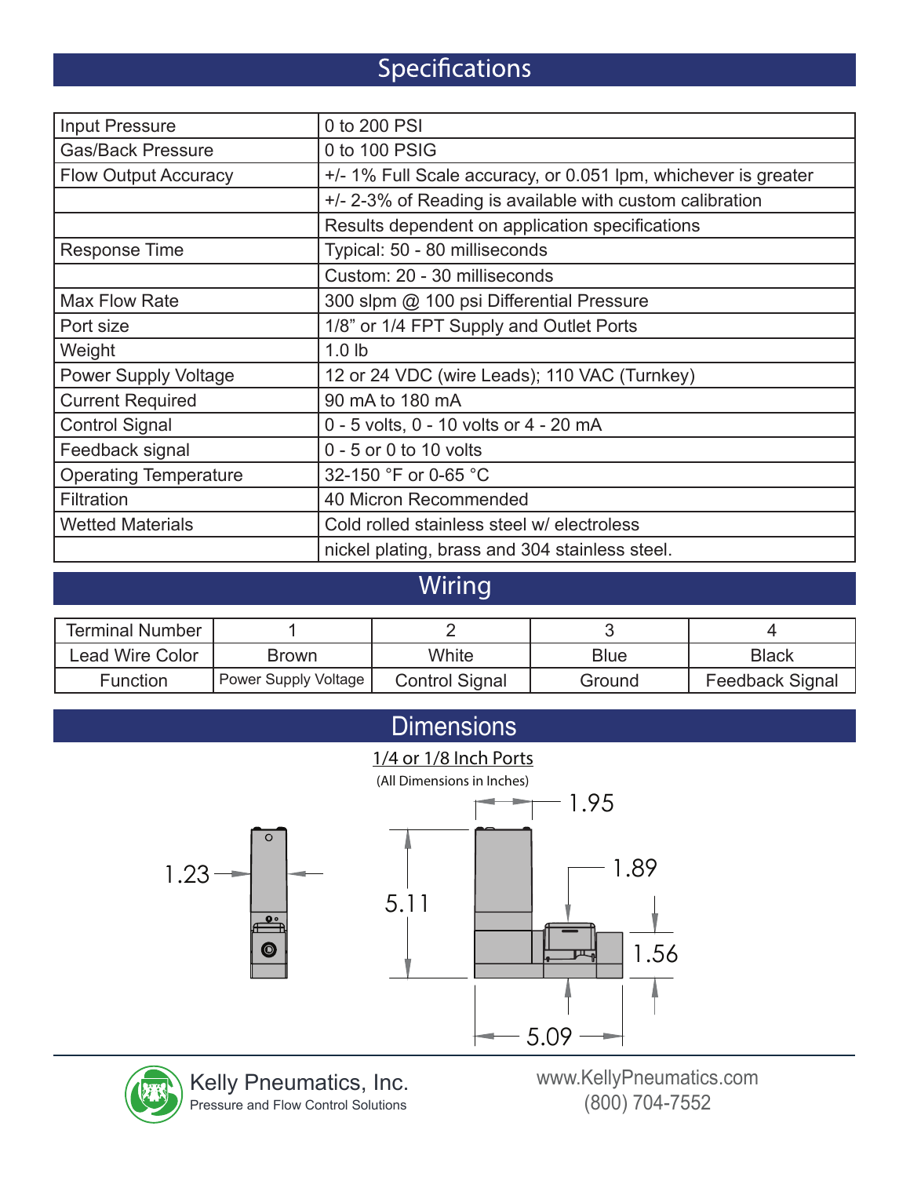## Specifications

| | |
|---|---|
| Input Pressure | 0 to 200 PSI |
| Gas/Back Pressure | 0 to 100 PSIG |
| Flow Output Accuracy | +/- 1% Full Scale accuracy, or 0.051 lpm, whichever is greater |
| | +/- 2-3% of Reading is available with custom calibration |
| | Results dependent on application specifications |
| Response Time | Typical: 50 - 80 milliseconds |
| | Custom: 20 - 30 milliseconds |
| Max Flow Rate | 300 slpm @ 100 psi Differential Pressure |
| Port size | 1/8" or 1/4 FPT Supply and Outlet Ports |
| Weight | 1.0 lb |
| Power Supply Voltage | 12 or 24 VDC (wire Leads); 110 VAC (Turnkey) |
| Current Required | 90 mA to 180 mA |
| Control Signal | 0 - 5 volts, 0 - 10 volts or 4 - 20 mA |
| Feedback signal | 0 - 5 or 0 to 10 volts |
| Operating Temperature | 32-150 °F or 0-65 °C |
| Filtration | 40 Micron Recommended |
| Wetted Materials | Cold rolled stainless steel w/ electroless |
| | nickel plating, brass and 304 stainless steel. |

## Wiring

| Terminal Number | 1 | 2 | 3 | 4 |
|---|---|---|---|---|
| Lead Wire Color | Brown | White | Blue | Black |
| Function | Power Supply Voltage | Control Signal | Ground | Feedback Signal |

## Dimensions

1/4 or 1/8 Inch Ports

(All Dimensions in Inches)

1.23

5.11

1.95

1.89

1.56

5.09

Kelly Pneumatics, Inc.
Pressure and Flow Control Solutions

www.KellyPneumatics.com
(800) 704-7552